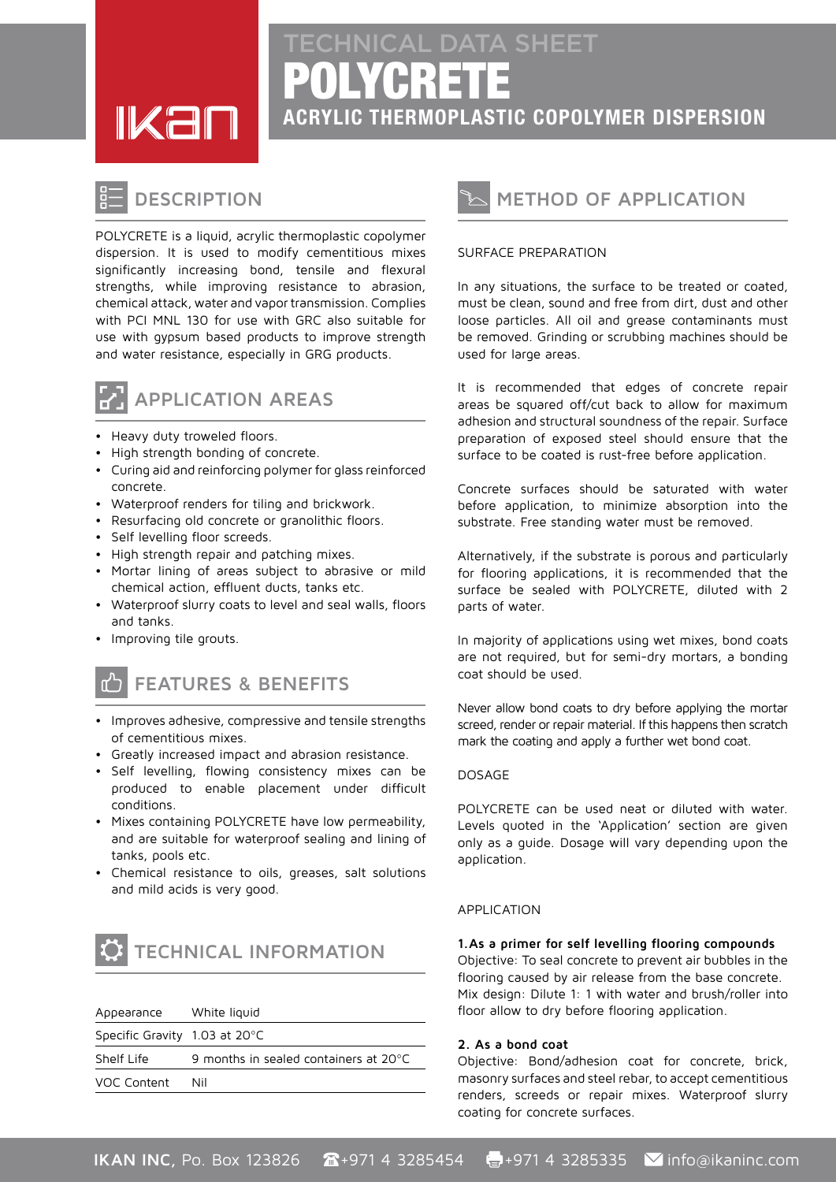# TECHNICAL DATA SHEET

# POLYCRETE

## ACRYLIC THERMOPLASTIC COPOLYMER DISPERSION

## DESCRIPTION

POLYCRETE is a liquid, acrylic thermoplastic copolymer dispersion. It is used to modify cementitious mixes significantly increasing bond, tensile and flexural strengths, while improving resistance to abrasion, chemical attack, water and vapor transmission. Complies with PCI MNL 130 for use with GRC also suitable for use with gypsum based products to improve strength and water resistance, especially in GRG products.

## APPLICATION AREAS

- Heavy duty troweled floors.
- High strength bonding of concrete.
- Curing aid and reinforcing polymer for glass reinforced concrete.
- Waterproof renders for tiling and brickwork.
- Resurfacing old concrete or granolithic floors.
- Self levelling floor screeds.
- High strength repair and patching mixes.
- Mortar lining of areas subject to abrasive or mild chemical action, effluent ducts, tanks etc.
- Waterproof slurry coats to level and seal walls, floors and tanks.
- Improving tile grouts.

## FEATURES & BENEFITS

- Improves adhesive, compressive and tensile strengths of cementitious mixes.
- Greatly increased impact and abrasion resistance.
- Self levelling, flowing consistency mixes can be produced to enable placement under difficult conditions.
- Mixes containing POLYCRETE have low permeability, and are suitable for waterproof sealing and lining of tanks, pools etc.
- Chemical resistance to oils, greases, salt solutions and mild acids is very good.

## TECHNICAL INFORMATION

| | |
|---|---|
| Appearance | White liquid |
| Specific Gravity | 1.03 at 20°C |
| Shelf Life | 9 months in sealed containers at 20°C |
| VOC Content | Nil |

## METHOD OF APPLICATION

SURFACE PREPARATION

In any situations, the surface to be treated or coated, must be clean, sound and free from dirt, dust and other loose particles. All oil and grease contaminants must be removed. Grinding or scrubbing machines should be used for large areas.

It is recommended that edges of concrete repair areas be squared off/cut back to allow for maximum adhesion and structural soundness of the repair. Surface preparation of exposed steel should ensure that the surface to be coated is rust-free before application.

Concrete surfaces should be saturated with water before application, to minimize absorption into the substrate. Free standing water must be removed.

Alternatively, if the substrate is porous and particularly for flooring applications, it is recommended that the surface be sealed with POLYCRETE, diluted with 2 parts of water.

In majority of applications using wet mixes, bond coats are not required, but for semi-dry mortars, a bonding coat should be used.

Never allow bond coats to dry before applying the mortar screed, render or repair material. If this happens then scratch mark the coating and apply a further wet bond coat.

DOSAGE

POLYCRETE can be used neat or diluted with water. Levels quoted in the 'Application' section are given only as a guide. Dosage will vary depending upon the application.

APPLICATION

**1. As a primer for self levelling flooring compounds**
Objective: To seal concrete to prevent air bubbles in the flooring caused by air release from the base concrete.
Mix design: Dilute 1: 1 with water and brush/roller into floor allow to dry before flooring application.

**2. As a bond coat**
Objective: Bond/adhesion coat for concrete, brick, masonry surfaces and steel rebar, to accept cementitious renders, screeds or repair mixes. Waterproof slurry coating for concrete surfaces.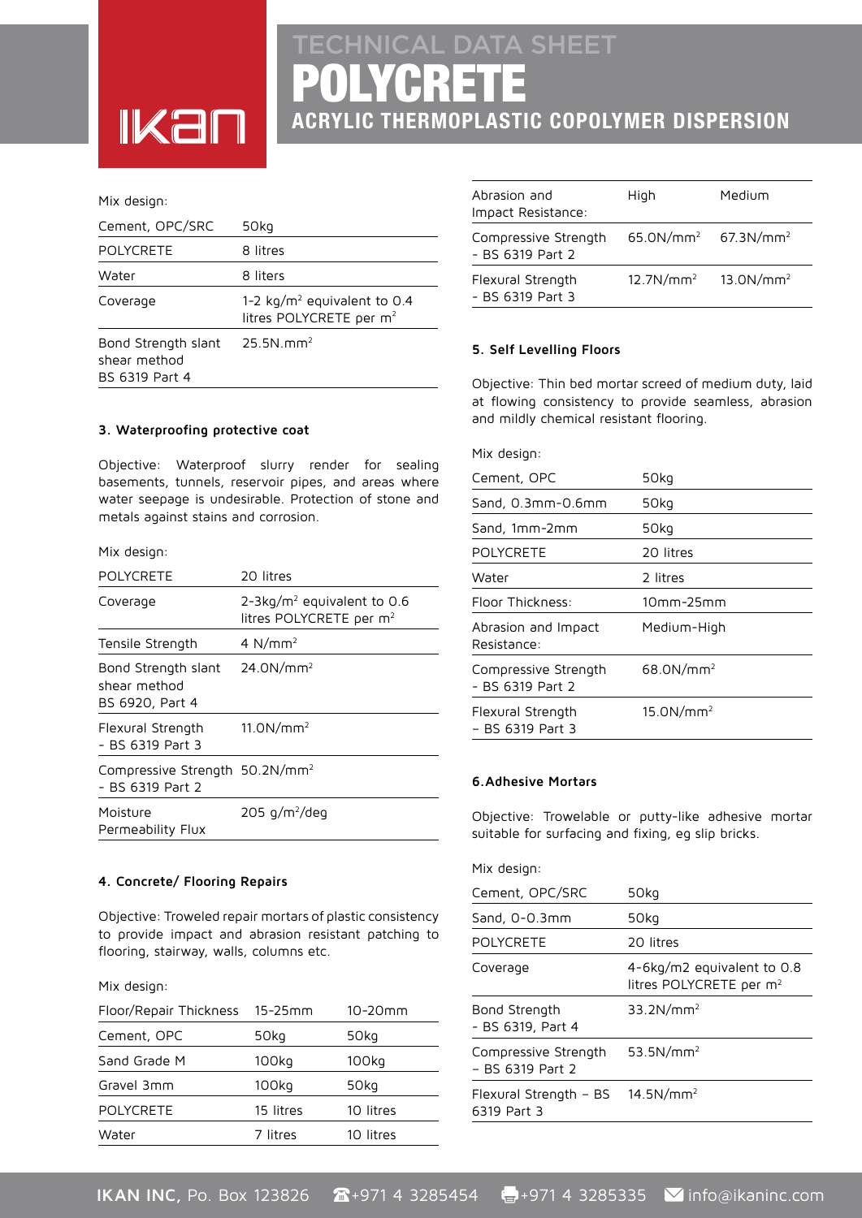# TECHNICAL DATA SHEET
# POLYCRETE
## ACRYLIC THERMOPLASTIC COPOLYMER DISPERSION

Mix design:

| | |
|---|---|
| Cement, OPC/SRC | 50kg |
| POLYCRETE | 8 litres |
| Water | 8 liters |
| Coverage | 1-2 kg/m$^2$ equivalent to 0.4 litres POLYCRETE per m$^2$ |
| Bond Strength slant shear method BS 6319 Part 4 | 25.5N.mm$^2$ |

### 3. Waterproofing protective coat

Objective: Waterproof slurry render for sealing basements, tunnels, reservoir pipes, and areas where water seepage is undesirable. Protection of stone and metals against stains and corrosion.

Mix design:

| | |
|---|---|
| POLYCRETE | 20 litres |
| Coverage | 2-3kg/m$^2$ equivalent to 0.6 litres POLYCRETE per m$^2$ |
| Tensile Strength | 4 N/mm$^2$ |
| Bond Strength slant shear method BS 6920, Part 4 | 24.0N/mm$^2$ |
| Flexural Strength - BS 6319 Part 3 | 11.0N/mm$^2$ |
| Compressive Strength - BS 6319 Part 2 | 50.2N/mm$^2$ |
| Moisture Permeability Flux | 205 g/m$^2$/deg |

### 4. Concrete/ Flooring Repairs

Objective: Troweled repair mortars of plastic consistency to provide impact and abrasion resistant patching to flooring, stairway, walls, columns etc.

Mix design:

| Floor/Repair Thickness | 15-25mm | 10-20mm |
|---|---|---|
| Cement, OPC | 50kg | 50kg |
| Sand Grade M | 100kg | 100kg |
| Gravel 3mm | 100kg | 50kg |
| POLYCRETE | 15 litres | 10 litres |
| Water | 7 litres | 10 litres |
| Abrasion and Impact Resistance: | High | Medium |
| Compressive Strength - BS 6319 Part 2 | 65.0N/mm$^2$ | 67.3N/mm$^2$ |
| Flexural Strength - BS 6319 Part 3 | 12.7N/mm$^2$ | 13.0N/mm$^2$ |

### 5. Self Levelling Floors

Objective: Thin bed mortar screed of medium duty, laid at flowing consistency to provide seamless, abrasion and mildly chemical resistant flooring.

Mix design:

| | |
|---|---|
| Cement, OPC | 50kg |
| Sand, 0.3mm-0.6mm | 50kg |
| Sand, 1mm-2mm | 50kg |
| POLYCRETE | 20 litres |
| Water | 2 litres |
| Floor Thickness: | 10mm-25mm |
| Abrasion and Impact Resistance: | Medium-High |
| Compressive Strength - BS 6319 Part 2 | 68.0N/mm$^2$ |
| Flexural Strength – BS 6319 Part 3 | 15.0N/mm$^2$ |

### 6. Adhesive Mortars

Objective: Trowelable or putty-like adhesive mortar suitable for surfacing and fixing, eg slip bricks.

Mix design:

| | |
|---|---|
| Cement, OPC/SRC | 50kg |
| Sand, 0-0.3mm | 50kg |
| POLYCRETE | 20 litres |
| Coverage | 4-6kg/m2 equivalent to 0.8 litres POLYCRETE per m$^2$ |
| Bond Strength - BS 6319, Part 4 | 33.2N/mm$^2$ |
| Compressive Strength – BS 6319 Part 2 | 53.5N/mm$^2$ |
| Flexural Strength – BS 6319 Part 3 | 14.5N/mm$^2$ |

**IKAN INC,** Po. Box 123826 ☎+971 4 3285454 +971 4 3285335 info@ikaninc.com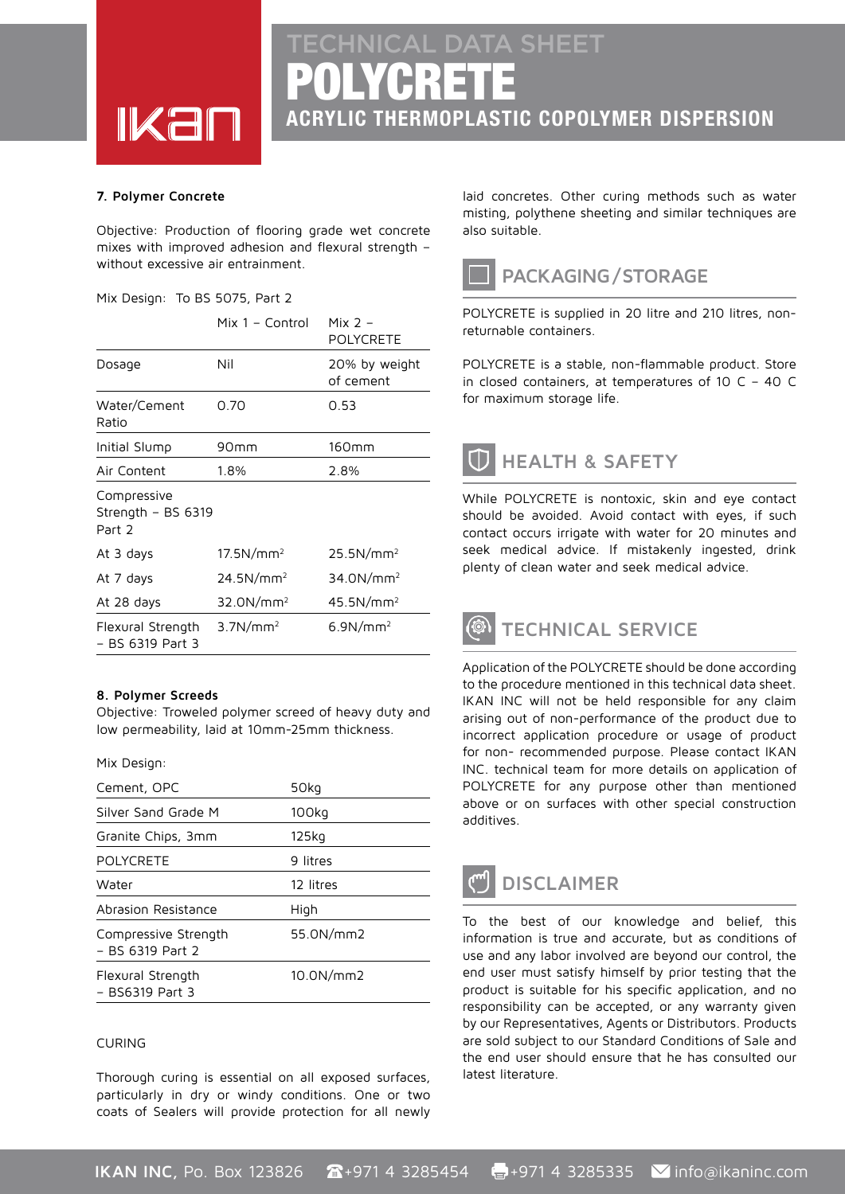# TECHNICAL DATA SHEET
# POLYCRETE
## ACRYLIC THERMOPLASTIC COPOLYMER DISPERSION

**7. Polymer Concrete**

Objective: Production of flooring grade wet concrete mixes with improved adhesion and flexural strength – without excessive air entrainment.

Mix Design: To BS 5075, Part 2

| | Mix 1 – Control | Mix 2 – POLYCRETE |
|---|---|---|
| Dosage | Nil | 20% by weight of cement |
| Water/Cement Ratio | 0.70 | 0.53 |
| Initial Slump | 90mm | 160mm |
| Air Content | 1.8% | 2.8% |
| Compressive Strength – BS 6319 Part 2 | | |
| At 3 days | $17.5N/mm^2$ | $25.5N/mm^2$ |
| At 7 days | $24.5N/mm^2$ | $34.0N/mm^2$ |
| At 28 days | $32.0N/mm^2$ | $45.5N/mm^2$ |
| Flexural Strength – BS 6319 Part 3 | $3.7N/mm^2$ | $6.9N/mm^2$ |

**8. Polymer Screeds**

Objective: Troweled polymer screed of heavy duty and low permeability, laid at 10mm-25mm thickness.

Mix Design:

| | |
|---|---|
| Cement, OPC | 50kg |
| Silver Sand Grade M | 100kg |
| Granite Chips, 3mm | 125kg |
| POLYCRETE | 9 litres |
| Water | 12 litres |
| Abrasion Resistance | High |
| Compressive Strength – BS 6319 Part 2 | 55.0N/mm2 |
| Flexural Strength – BS6319 Part 3 | 10.0N/mm2 |

CURING

Thorough curing is essential on all exposed surfaces, particularly in dry or windy conditions. One or two coats of Sealers will provide protection for all newly laid concretes. Other curing methods such as water misting, polythene sheeting and similar techniques are also suitable.

## PACKAGING/STORAGE

POLYCRETE is supplied in 20 litre and 210 litres, non-returnable containers.

POLYCRETE is a stable, non-flammable product. Store in closed containers, at temperatures of 10 C – 40 C for maximum storage life.

## HEALTH & SAFETY

While POLYCRETE is nontoxic, skin and eye contact should be avoided. Avoid contact with eyes, if such contact occurs irrigate with water for 20 minutes and seek medical advice. If mistakenly ingested, drink plenty of clean water and seek medical advice.

## TECHNICAL SERVICE

Application of the POLYCRETE should be done according to the procedure mentioned in this technical data sheet. IKAN INC will not be held responsible for any claim arising out of non-performance of the product due to incorrect application procedure or usage of product for non- recommended purpose. Please contact IKAN INC. technical team for more details on application of POLYCRETE for any purpose other than mentioned above or on surfaces with other special construction additives.

## DISCLAIMER

To the best of our knowledge and belief, this information is true and accurate, but as conditions of use and any labor involved are beyond our control, the end user must satisfy himself by prior testing that the product is suitable for his specific application, and no responsibility can be accepted, or any warranty given by our Representatives, Agents or Distributors. Products are sold subject to our Standard Conditions of Sale and the end user should ensure that he has consulted our latest literature.